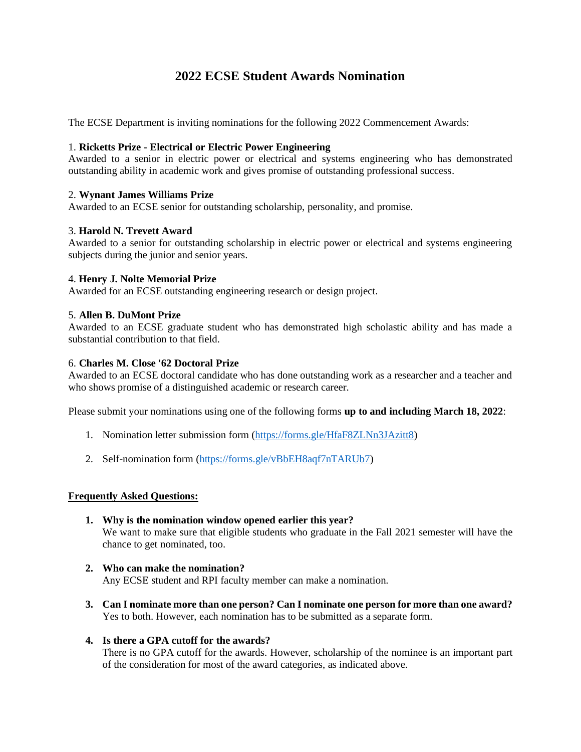# 2022 ECSE Student Awards Nomination

The ECSE Department is inviting nominations for the following 2022 Commencement Awards:

1. **Ricketts Prize - Electrical or Electric Power Engineering**
Awarded to a senior in electric power or electrical and systems engineering who has demonstrated outstanding ability in academic work and gives promise of outstanding professional success.

2. **Wynant James Williams Prize**
Awarded to an ECSE senior for outstanding scholarship, personality, and promise.

3. **Harold N. Trevett Award**
Awarded to a senior for outstanding scholarship in electric power or electrical and systems engineering subjects during the junior and senior years.

4. **Henry J. Nolte Memorial Prize**
Awarded for an ECSE outstanding engineering research or design project.

5. **Allen B. DuMont Prize**
Awarded to an ECSE graduate student who has demonstrated high scholastic ability and has made a substantial contribution to that field.

6. **Charles M. Close '62 Doctoral Prize**
Awarded to an ECSE doctoral candidate who has done outstanding work as a researcher and a teacher and who shows promise of a distinguished academic or research career.

Please submit your nominations using one of the following forms **up to and including March 18, 2022**:

1. Nomination letter submission form (https://forms.gle/HfaF8ZLNn3JAzitt8)
2. Self-nomination form (https://forms.gle/vBbEH8aqf7nTARUb7)

**Frequently Asked Questions:**

1. **Why is the nomination window opened earlier this year?**
We want to make sure that eligible students who graduate in the Fall 2021 semester will have the chance to get nominated, too.

2. **Who can make the nomination?**
Any ECSE student and RPI faculty member can make a nomination.

3. **Can I nominate more than one person? Can I nominate one person for more than one award?**
Yes to both. However, each nomination has to be submitted as a separate form.

4. **Is there a GPA cutoff for the awards?**
There is no GPA cutoff for the awards. However, scholarship of the nominee is an important part of the consideration for most of the award categories, as indicated above.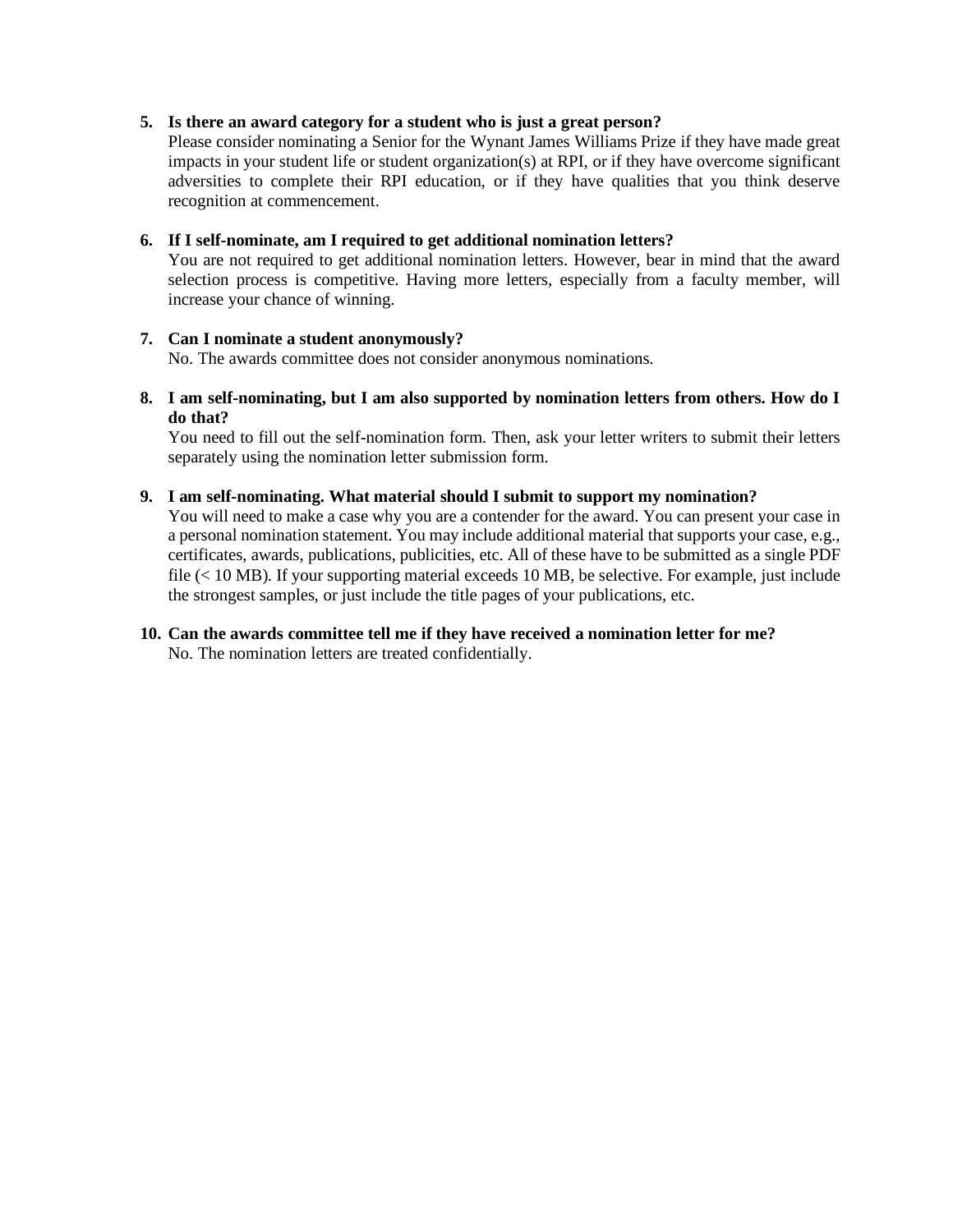5. **Is there an award category for a student who is just a great person?**
   Please consider nominating a Senior for the Wynant James Williams Prize if they have made great impacts in your student life or student organization(s) at RPI, or if they have overcome significant adversities to complete their RPI education, or if they have qualities that you think deserve recognition at commencement.

6. **If I self-nominate, am I required to get additional nomination letters?**
   You are not required to get additional nomination letters. However, bear in mind that the award selection process is competitive. Having more letters, especially from a faculty member, will increase your chance of winning.

7. **Can I nominate a student anonymously?**
   No. The awards committee does not consider anonymous nominations.

8. **I am self-nominating, but I am also supported by nomination letters from others. How do I do that?**
   You need to fill out the self-nomination form. Then, ask your letter writers to submit their letters separately using the nomination letter submission form.

9. **I am self-nominating. What material should I submit to support my nomination?**
   You will need to make a case why you are a contender for the award. You can present your case in a personal nomination statement. You may include additional material that supports your case, e.g., certificates, awards, publications, publicities, etc. All of these have to be submitted as a single PDF file (< 10 MB). If your supporting material exceeds 10 MB, be selective. For example, just include the strongest samples, or just include the title pages of your publications, etc.

10. **Can the awards committee tell me if they have received a nomination letter for me?**
    No. The nomination letters are treated confidentially.